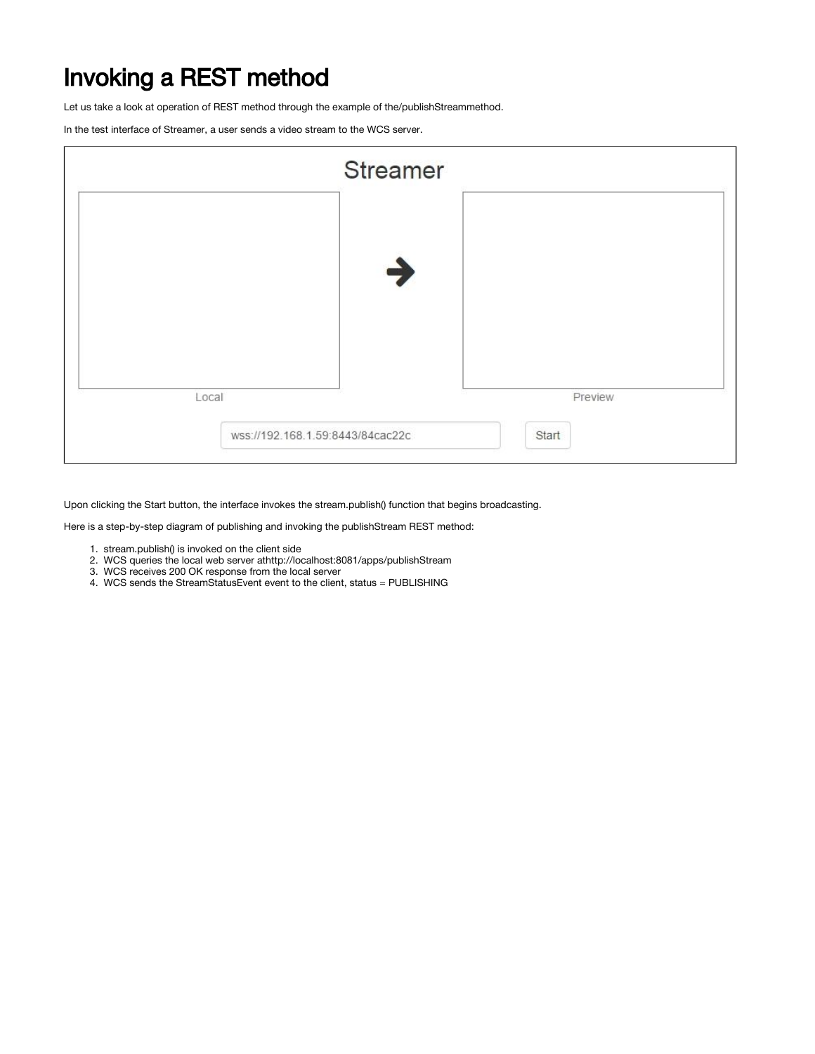# Invoking a REST method

Let us take a look at operation of REST method through the example of the/publishStreammethod.

In the test interface of Streamer, a user sends a video stream to the WCS server.

Upon clicking the Start button, the interface invokes the stream.publish() function that begins broadcasting.

Here is a step-by-step diagram of publishing and invoking the publishStream REST method:

1. stream.publish() is invoked on the client side
2. WCS queries the local web server athttp://localhost:8081/apps/publishStream
3. WCS receives 200 OK response from the local server
4. WCS sends the StreamStatusEvent event to the client, status = PUBLISHING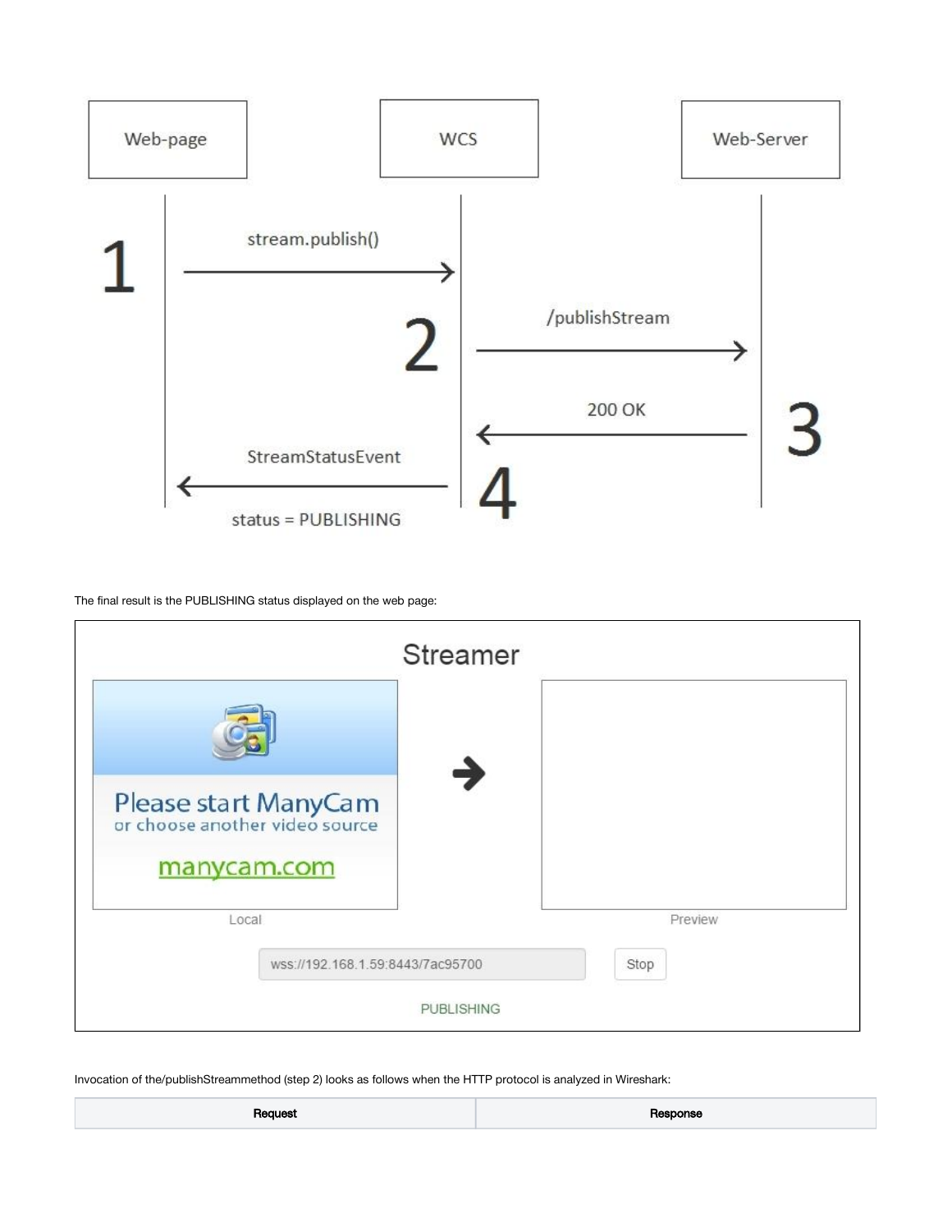The final result is the PUBLISHING status displayed on the web page:

Invocation of the/publishStreammethod (step 2) looks as follows when the HTTP protocol is analyzed in Wireshark:

| Request | Response |
| --- | --- |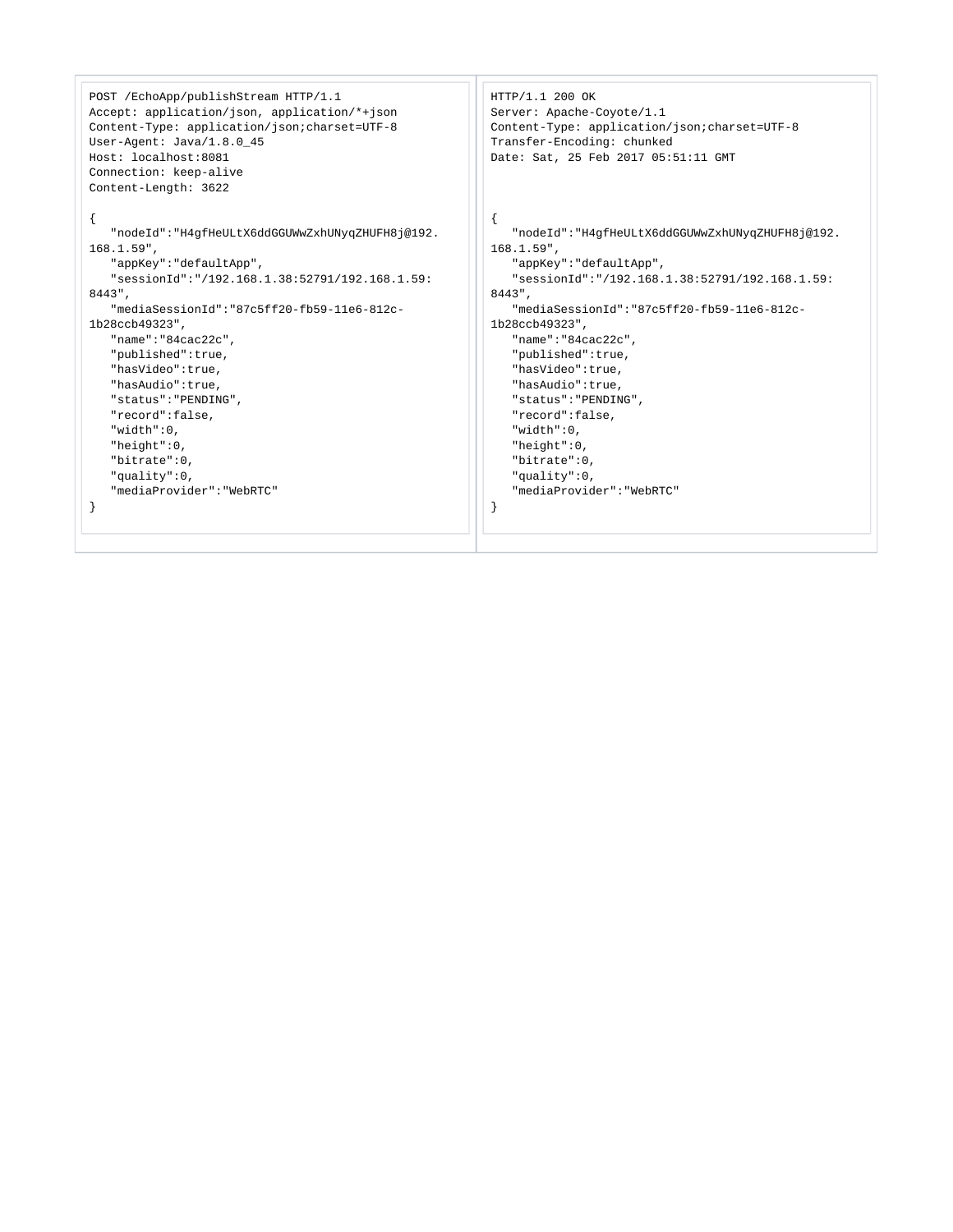```
POST /EchoApp/publishStream HTTP/1.1
Accept: application/json, application/*+json
Content-Type: application/json;charset=UTF-8
User-Agent: Java/1.8.0_45
Host: localhost:8081
Connection: keep-alive
Content-Length: 3622

{
   "nodeId":"H4gfHeULtX6ddGGUWwZxhUNyqZHUFH8j@192.168.1.59",
   "appKey":"defaultApp",
   "sessionId":"/192.168.1.38:52791/192.168.1.59:8443",
   "mediaSessionId":"87c5ff20-fb59-11e6-812c-1b28ccb49323",
   "name":"84cac22c",
   "published":true,
   "hasVideo":true,
   "hasAudio":true,
   "status":"PENDING",
   "record":false,
   "width":0,
   "height":0,
   "bitrate":0,
   "quality":0,
   "mediaProvider":"WebRTC"
}
```

```
HTTP/1.1 200 OK
Server: Apache-Coyote/1.1
Content-Type: application/json;charset=UTF-8
Transfer-Encoding: chunked
Date: Sat, 25 Feb 2017 05:51:11 GMT

{
   "nodeId":"H4gfHeULtX6ddGGUWwZxhUNyqZHUFH8j@192.168.1.59",
   "appKey":"defaultApp",
   "sessionId":"/192.168.1.38:52791/192.168.1.59:8443",
   "mediaSessionId":"87c5ff20-fb59-11e6-812c-1b28ccb49323",
   "name":"84cac22c",
   "published":true,
   "hasVideo":true,
   "hasAudio":true,
   "status":"PENDING",
   "record":false,
   "width":0,
   "height":0,
   "bitrate":0,
   "quality":0,
   "mediaProvider":"WebRTC"
}
```